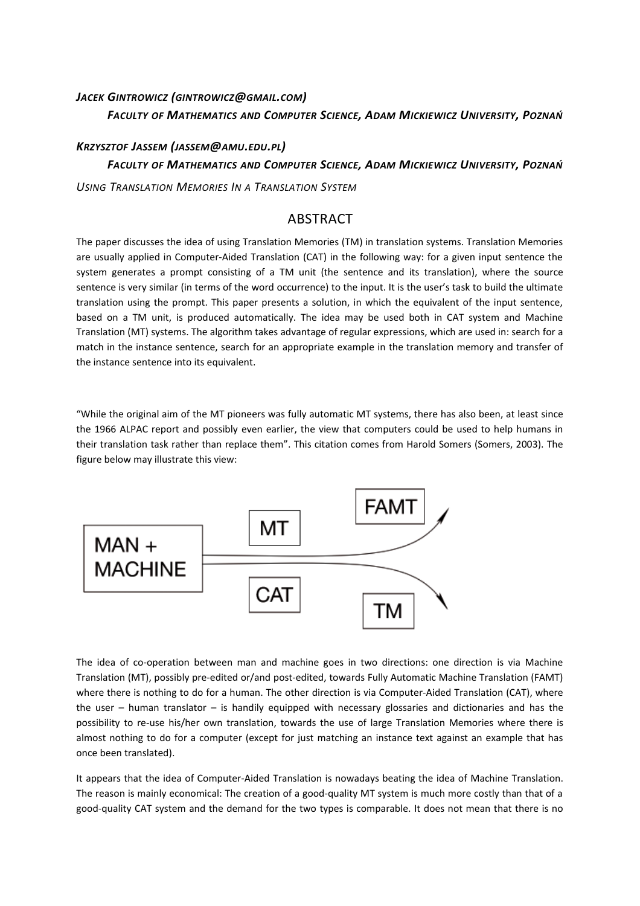*Jacek Gintrowicz (gintrowicz@gmail.com)*

***Faculty of Mathematics and Computer Science, Adam Mickiewicz University, Poznań***

*Krzysztof Jassem (jassem@amu.edu.pl)*

***Faculty of Mathematics and Computer Science, Adam Mickiewicz University, Poznań***

*Using Translation Memories In a Translation System*

## ABSTRACT

The paper discusses the idea of using Translation Memories (TM) in translation systems. Translation Memories are usually applied in Computer-Aided Translation (CAT) in the following way: for a given input sentence the system generates a prompt consisting of a TM unit (the sentence and its translation), where the source sentence is very similar (in terms of the word occurrence) to the input. It is the user's task to build the ultimate translation using the prompt. This paper presents a solution, in which the equivalent of the input sentence, based on a TM unit, is produced automatically. The idea may be used both in CAT system and Machine Translation (MT) systems. The algorithm takes advantage of regular expressions, which are used in: search for a match in the instance sentence, search for an appropriate example in the translation memory and transfer of the instance sentence into its equivalent.

"While the original aim of the MT pioneers was fully automatic MT systems, there has also been, at least since the 1966 ALPAC report and possibly even earlier, the view that computers could be used to help humans in their translation task rather than replace them". This citation comes from Harold Somers (Somers, 2003). The figure below may illustrate this view:

MAN + MACHINE → MT → FAMT

MAN + MACHINE → CAT → TM

The idea of co-operation between man and machine goes in two directions: one direction is via Machine Translation (MT), possibly pre-edited or/and post-edited, towards Fully Automatic Machine Translation (FAMT) where there is nothing to do for a human. The other direction is via Computer-Aided Translation (CAT), where the user – human translator – is handily equipped with necessary glossaries and dictionaries and has the possibility to re-use his/her own translation, towards the use of large Translation Memories where there is almost nothing to do for a computer (except for just matching an instance text against an example that has once been translated).

It appears that the idea of Computer-Aided Translation is nowadays beating the idea of Machine Translation. The reason is mainly economical: The creation of a good-quality MT system is much more costly than that of a good-quality CAT system and the demand for the two types is comparable. It does not mean that there is no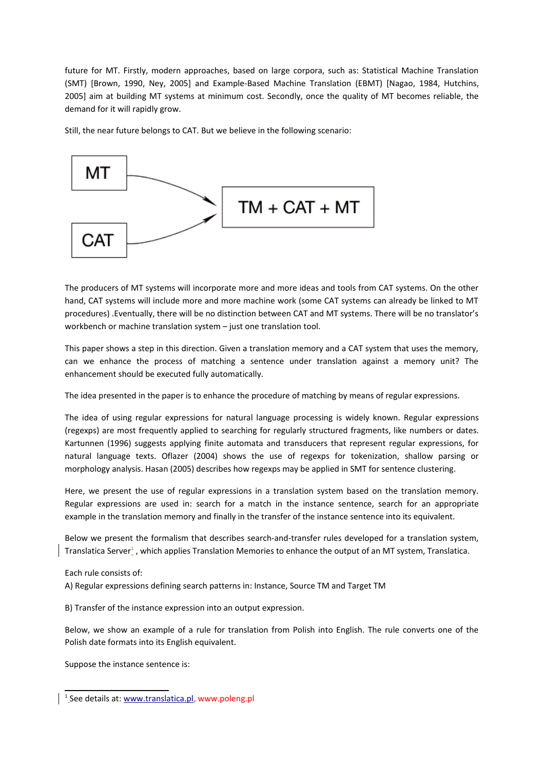future for MT. Firstly, modern approaches, based on large corpora, such as: Statistical Machine Translation (SMT) [Brown, 1990, Ney, 2005] and Example-Based Machine Translation (EBMT) [Nagao, 1984, Hutchins, 2005] aim at building MT systems at minimum cost. Secondly, once the quality of MT becomes reliable, the demand for it will rapidly grow.

Still, the near future belongs to CAT. But we believe in the following scenario:

MT → TM + CAT + MT ← CAT

The producers of MT systems will incorporate more and more ideas and tools from CAT systems. On the other hand, CAT systems will include more and more machine work (some CAT systems can already be linked to MT procedures) .Eventually, there will be no distinction between CAT and MT systems. There will be no translator's workbench or machine translation system – just one translation tool.

This paper shows a step in this direction. Given a translation memory and a CAT system that uses the memory, can we enhance the process of matching a sentence under translation against a memory unit? The enhancement should be executed fully automatically.

The idea presented in the paper is to enhance the procedure of matching by means of regular expressions.

The idea of using regular expressions for natural language processing is widely known. Regular expressions (regexps) are most frequently applied to searching for regularly structured fragments, like numbers or dates. Kartunnen (1996) suggests applying finite automata and transducers that represent regular expressions, for natural language texts. Oflazer (2004) shows the use of regexps for tokenization, shallow parsing or morphology analysis. Hasan (2005) describes how regexps may be applied in SMT for sentence clustering.

Here, we present the use of regular expressions in a translation system based on the translation memory. Regular expressions are used in: search for a match in the instance sentence, search for an appropriate example in the translation memory and finally in the transfer of the instance sentence into its equivalent.

Below we present the formalism that describes search-and-transfer rules developed for a translation system, Translatica Server[1] , which applies Translation Memories to enhance the output of an MT system, Translatica.

Each rule consists of:

A) Regular expressions defining search patterns in: Instance, Source TM and Target TM

B) Transfer of the instance expression into an output expression.

Below, we show an example of a rule for translation from Polish into English. The rule converts one of the Polish date formats into its English equivalent.

Suppose the instance sentence is:

---

[1] See details at: www.translatica.pl, www.poleng.pl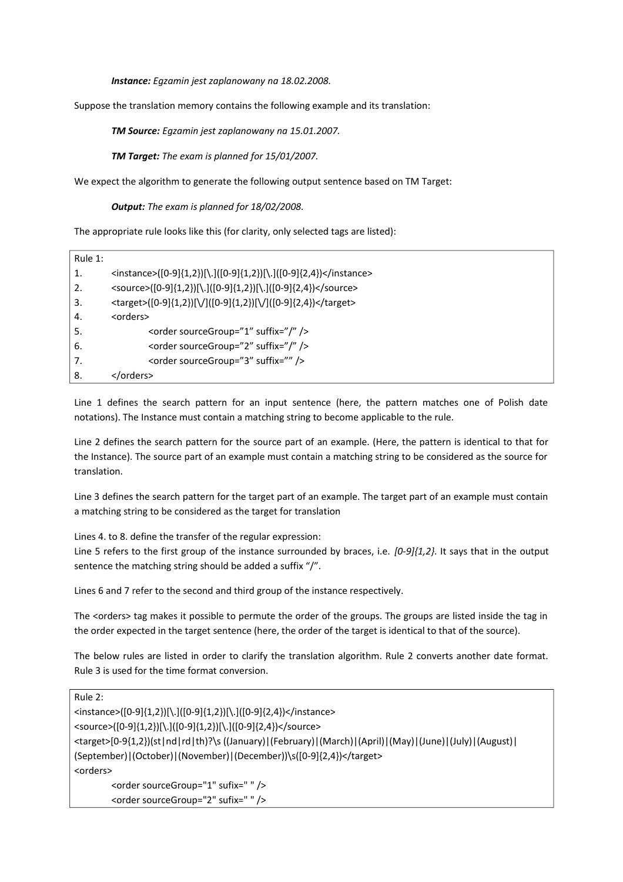*Instance: Egzamin jest zaplanowany na 18.02.2008.*

Suppose the translation memory contains the following example and its translation:

***TM Source:*** *Egzamin jest zaplanowany na 15.01.2007.*

***TM Target:*** *The exam is planned for 15/01/2007.*

We expect the algorithm to generate the following output sentence based on TM Target:

***Output:*** *The exam is planned for 18/02/2008.*

The appropriate rule looks like this (for clarity, only selected tags are listed):

```
Rule 1:
1.   <instance>([0-9]{1,2})[\.]([0-9]{1,2})[\.]([0-9]{2,4})</instance>
2.   <source>([0-9]{1,2})[\.]([0-9]{1,2})[\.]([0-9]{2,4})</source>
3.   <target>([0-9]{1,2})[\/]([0-9]{1,2})[\/]([0-9]{2,4})</target>
4.   <orders>
5.        <order sourceGroup="1" suffix="/" />
6.        <order sourceGroup="2" suffix="/" />
7.        <order sourceGroup="3" suffix="" />
8.   </orders>
```

Line 1 defines the search pattern for an input sentence (here, the pattern matches one of Polish date notations). The Instance must contain a matching string to become applicable to the rule.

Line 2 defines the search pattern for the source part of an example. (Here, the pattern is identical to that for the Instance). The source part of an example must contain a matching string to be considered as the source for translation.

Line 3 defines the search pattern for the target part of an example. The target part of an example must contain a matching string to be considered as the target for translation

Lines 4. to 8. define the transfer of the regular expression:
Line 5 refers to the first group of the instance surrounded by braces, i.e. *[0-9]{1,2}*. It says that in the output sentence the matching string should be added a suffix "/".

Lines 6 and 7 refer to the second and third group of the instance respectively.

The <orders> tag makes it possible to permute the order of the groups. The groups are listed inside the tag in the order expected in the target sentence (here, the order of the target is identical to that of the source).

The below rules are listed in order to clarify the translation algorithm. Rule 2 converts another date format. Rule 3 is used for the time format conversion.

```
Rule 2:
<instance>([0-9]{1,2})[\.]([0-9]{1,2})[\.]([0-9]{2,4})</instance>
<source>([0-9]{1,2})[\.]([0-9]{1,2})[\.]([0-9]{2,4})</source>
<target>[0-9{1,2})(st|nd|rd|th)?\s ((January)|(February)|(March)|(April)|(May)|(June)|(July)|(August)|
(September)|(October)|(November)|(December))\s([0-9]{2,4})</target>
<orders>
     <order sourceGroup="1" sufix=" " />
     <order sourceGroup="2" sufix=" " />
```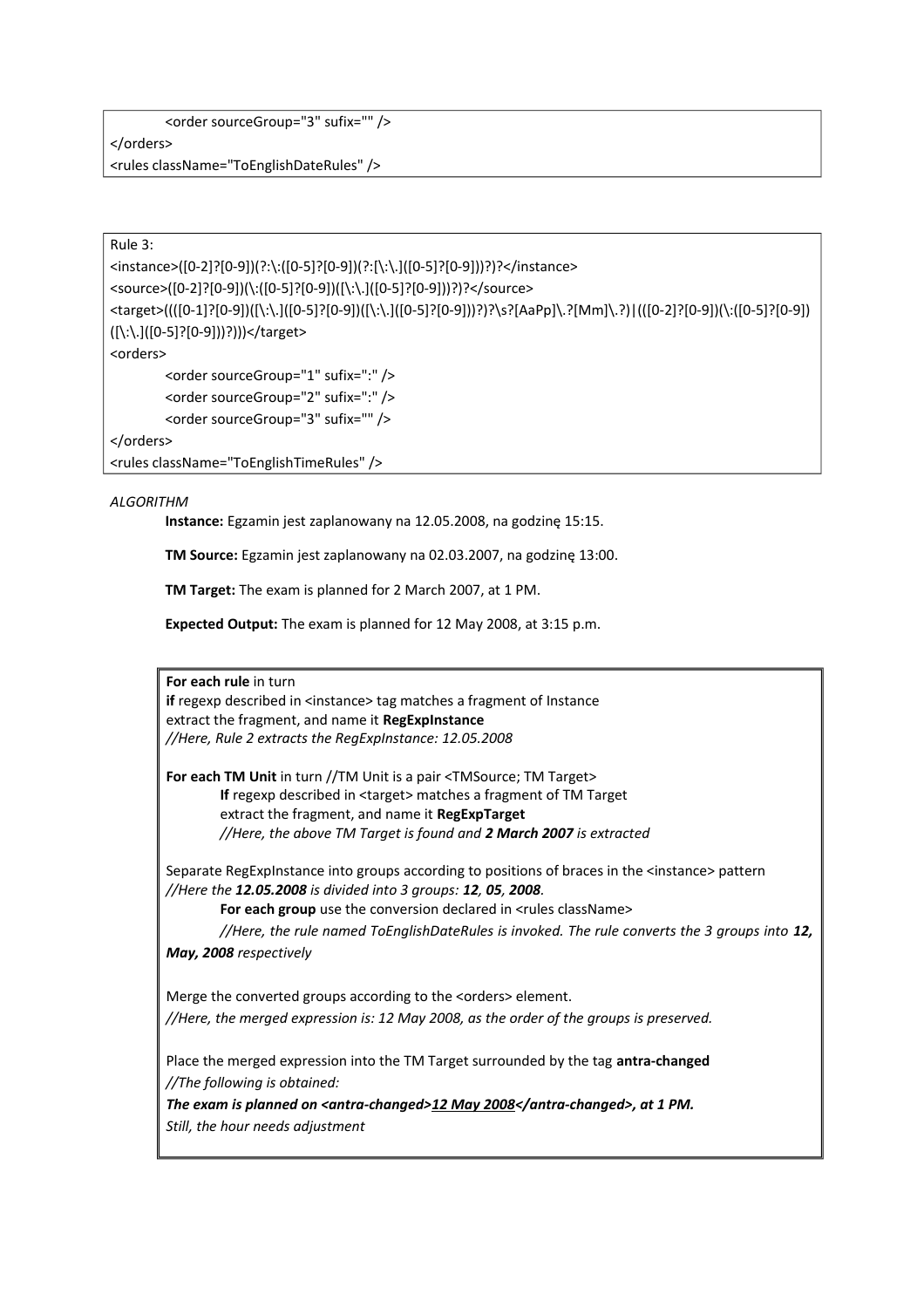```
        <order sourceGroup="3" sufix="" />
</orders>
<rules className="ToEnglishDateRules" />
```

```
Rule 3:
<instance>([0-2]?[0-9])(?:\:([0-5]?[0-9])(?:[\:\.]([0-5]?[0-9]))?)?</instance>
<source>([0-2]?[0-9])(\:([0-5]?[0-9])([\:\.]([0-5]?[0-9]))?)?</source>
<target>((([0-1]?[0-9])([\:\.]([0-5]?[0-9])([\:\.]([0-5]?[0-9]))?)?\s?[AaPp]\.?[Mm]\.?)|((([0-2]?[0-9])(\:([0-5]?[0-9])
([\:\.]([0-5]?[0-9]))?)?)))</target>
<orders>
        <order sourceGroup="1" sufix=":" />
        <order sourceGroup="2" sufix=":" />
        <order sourceGroup="3" sufix="" />
</orders>
<rules className="ToEnglishTimeRules" />
```

*ALGORITHM*

**Instance:** Egzamin jest zaplanowany na 12.05.2008, na godzinę 15:15.

**TM Source:** Egzamin jest zaplanowany na 02.03.2007, na godzinę 13:00.

**TM Target:** The exam is planned for 2 March 2007, at 1 PM.

**Expected Output:** The exam is planned for 12 May 2008, at 3:15 p.m.

**For each rule** in turn
**if** regexp described in <instance> tag matches a fragment of Instance
extract the fragment, and name it **RegExpInstance**
*//Here, Rule 2 extracts the RegExpInstance: 12.05.2008*

**For each TM Unit** in turn //TM Unit is a pair <TMSource; TM Target>
  **If** regexp described in <target> matches a fragment of TM Target
  extract the fragment, and name it **RegExpTarget**
  *//Here, the above TM Target is found and **2 March 2007** is extracted*

Separate RegExpInstance into groups according to positions of braces in the <instance> pattern
*//Here the **12.05.2008** is divided into 3 groups: **12**, **05**, **2008**.*
  **For each group** use the conversion declared in <rules className>
  *//Here, the rule named ToEnglishDateRules is invoked. The rule converts the 3 groups into **12, May, 2008** respectively*

Merge the converted groups according to the <orders> element.
*//Here, the merged expression is: 12 May 2008, as the order of the groups is preserved.*

Place the merged expression into the TM Target surrounded by the tag **antra-changed**
*//The following is obtained:*
***The exam is planned on <antra-changed><u>12 May 2008</u></antra-changed>, at 1 PM.***
*Still, the hour needs adjustment*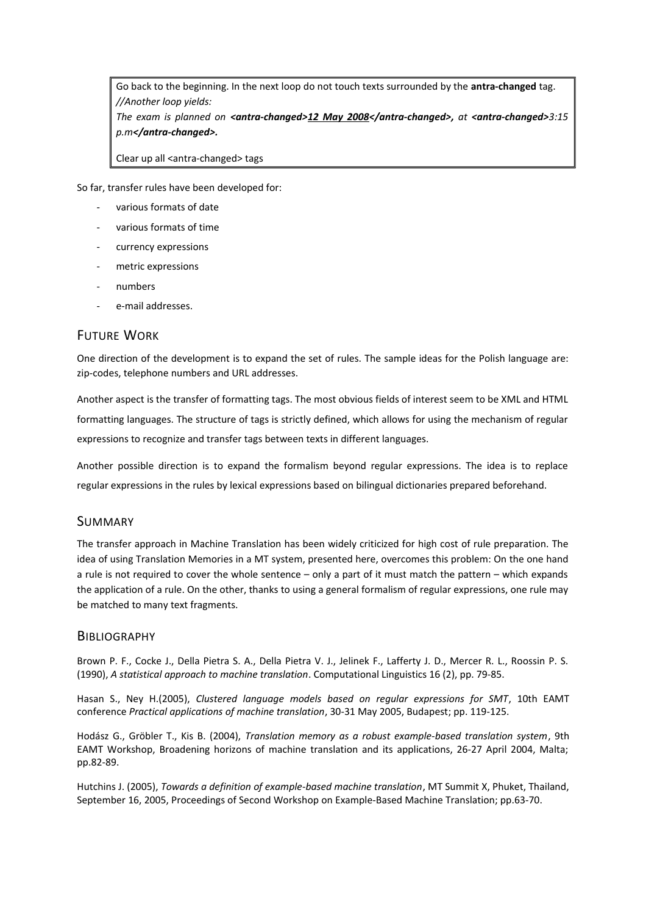> Go back to the beginning. In the next loop do not touch texts surrounded by the **antra-changed** tag.
> *//Another loop yields:*
> *The exam is planned on **<antra-changed>**__**12 May 2008**__**</antra-changed>**, at **<antra-changed>**3:15 p.m**</antra-changed>**.*
>
> Clear up all <antra-changed> tags

So far, transfer rules have been developed for:

- various formats of date
- various formats of time
- currency expressions
- metric expressions
- numbers
- e-mail addresses.

## Future Work

One direction of the development is to expand the set of rules. The sample ideas for the Polish language are: zip-codes, telephone numbers and URL addresses.

Another aspect is the transfer of formatting tags. The most obvious fields of interest seem to be XML and HTML formatting languages. The structure of tags is strictly defined, which allows for using the mechanism of regular expressions to recognize and transfer tags between texts in different languages.

Another possible direction is to expand the formalism beyond regular expressions. The idea is to replace regular expressions in the rules by lexical expressions based on bilingual dictionaries prepared beforehand.

## Summary

The transfer approach in Machine Translation has been widely criticized for high cost of rule preparation. The idea of using Translation Memories in a MT system, presented here, overcomes this problem: On the one hand a rule is not required to cover the whole sentence – only a part of it must match the pattern – which expands the application of a rule. On the other, thanks to using a general formalism of regular expressions, one rule may be matched to many text fragments.

## Bibliography

Brown P. F., Cocke J., Della Pietra S. A., Della Pietra V. J., Jelinek F., Lafferty J. D., Mercer R. L., Roossin P. S. (1990), *A statistical approach to machine translation*. Computational Linguistics 16 (2), pp. 79-85.

Hasan S., Ney H.(2005), *Clustered language models based on regular expressions for SMT*, 10th EAMT conference *Practical applications of machine translation*, 30-31 May 2005, Budapest; pp. 119-125.

Hodász G., Gröbler T., Kis B. (2004), *Translation memory as a robust example-based translation system*, 9th EAMT Workshop, Broadening horizons of machine translation and its applications, 26-27 April 2004, Malta; pp.82-89.

Hutchins J. (2005), *Towards a definition of example-based machine translation*, MT Summit X, Phuket, Thailand, September 16, 2005, Proceedings of Second Workshop on Example-Based Machine Translation; pp.63-70.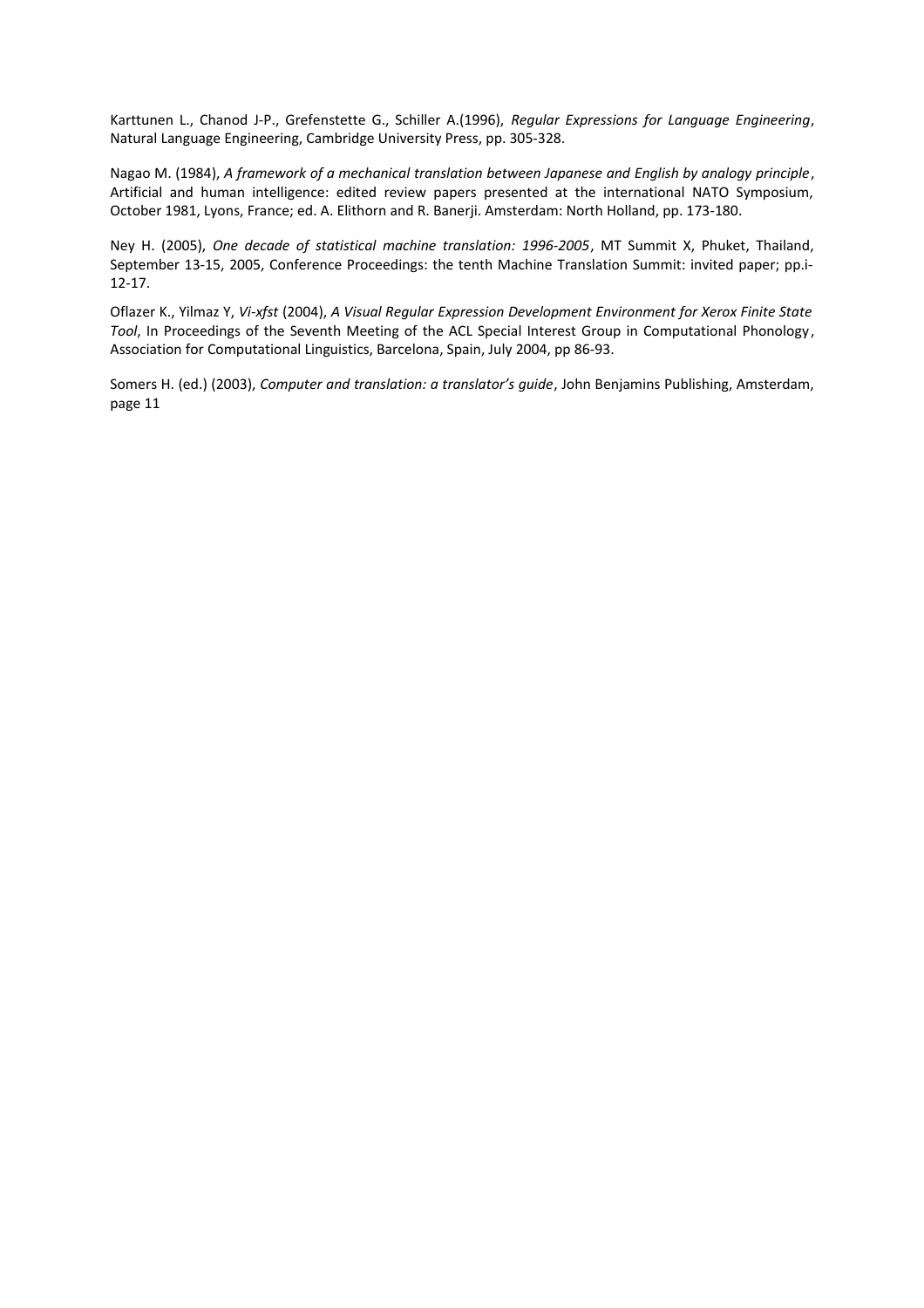Karttunen L., Chanod J-P., Grefenstette G., Schiller A.(1996), *Regular Expressions for Language Engineering*, Natural Language Engineering, Cambridge University Press, pp. 305-328.

Nagao M. (1984), *A framework of a mechanical translation between Japanese and English by analogy principle*, Artificial and human intelligence: edited review papers presented at the international NATO Symposium, October 1981, Lyons, France; ed. A. Elithorn and R. Banerji. Amsterdam: North Holland, pp. 173-180.

Ney H. (2005), *One decade of statistical machine translation: 1996-2005*, MT Summit X, Phuket, Thailand, September 13-15, 2005, Conference Proceedings: the tenth Machine Translation Summit: invited paper; pp.i-12-17.

Oflazer K., Yilmaz Y, *Vi-xfst* (2004), *A Visual Regular Expression Development Environment for Xerox Finite State Tool*, In Proceedings of the Seventh Meeting of the ACL Special Interest Group in Computational Phonology, Association for Computational Linguistics, Barcelona, Spain, July 2004, pp 86-93.

Somers H. (ed.) (2003), *Computer and translation: a translator's guide*, John Benjamins Publishing, Amsterdam, page 11